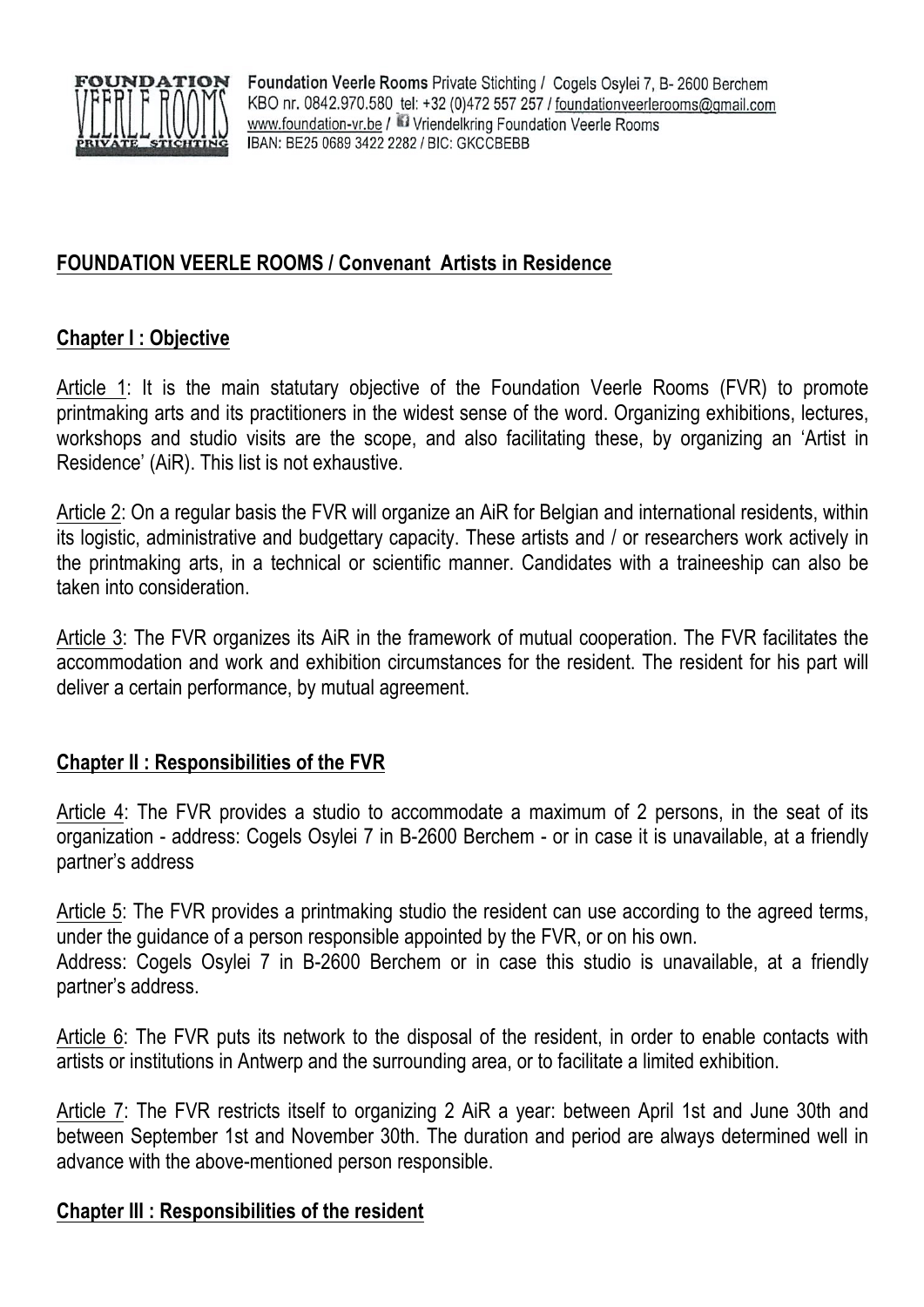Foundation Veerle Rooms Private Stichting / Cogels Osylei 7, B- 2600 Berchem
KBO nr. 0842.970.580 tel: +32 (0)472 557 257 / foundationveerlerooms@gmail.com
www.foundation-vr.be / Vriendelkring Foundation Veerle Rooms
IBAN: BE25 0689 3422 2282 / BIC: GKCCBEBB

# FOUNDATION VEERLE ROOMS / Convenant Artists in Residence

## Chapter I : Objective

Article 1: It is the main statutary objective of the Foundation Veerle Rooms (FVR) to promote printmaking arts and its practitioners in the widest sense of the word. Organizing exhibitions, lectures, workshops and studio visits are the scope, and also facilitating these, by organizing an 'Artist in Residence' (AiR). This list is not exhaustive.

Article 2: On a regular basis the FVR will organize an AiR for Belgian and international residents, within its logistic, administrative and budgettary capacity. These artists and / or researchers work actively in the printmaking arts, in a technical or scientific manner. Candidates with a traineeship can also be taken into consideration.

Article 3: The FVR organizes its AiR in the framework of mutual cooperation. The FVR facilitates the accommodation and work and exhibition circumstances for the resident. The resident for his part will deliver a certain performance, by mutual agreement.

## Chapter II : Responsibilities of the FVR

Article 4: The FVR provides a studio to accommodate a maximum of 2 persons, in the seat of its organization - address: Cogels Osylei 7 in B-2600 Berchem - or in case it is unavailable, at a friendly partner's address

Article 5: The FVR provides a printmaking studio the resident can use according to the agreed terms, under the guidance of a person responsible appointed by the FVR, or on his own.
Address: Cogels Osylei 7 in B-2600 Berchem or in case this studio is unavailable, at a friendly partner's address.

Article 6: The FVR puts its network to the disposal of the resident, in order to enable contacts with artists or institutions in Antwerp and the surrounding area, or to facilitate a limited exhibition.

Article 7: The FVR restricts itself to organizing 2 AiR a year: between April 1st and June 30th and between September 1st and November 30th. The duration and period are always determined well in advance with the above-mentioned person responsible.

## Chapter III : Responsibilities of the resident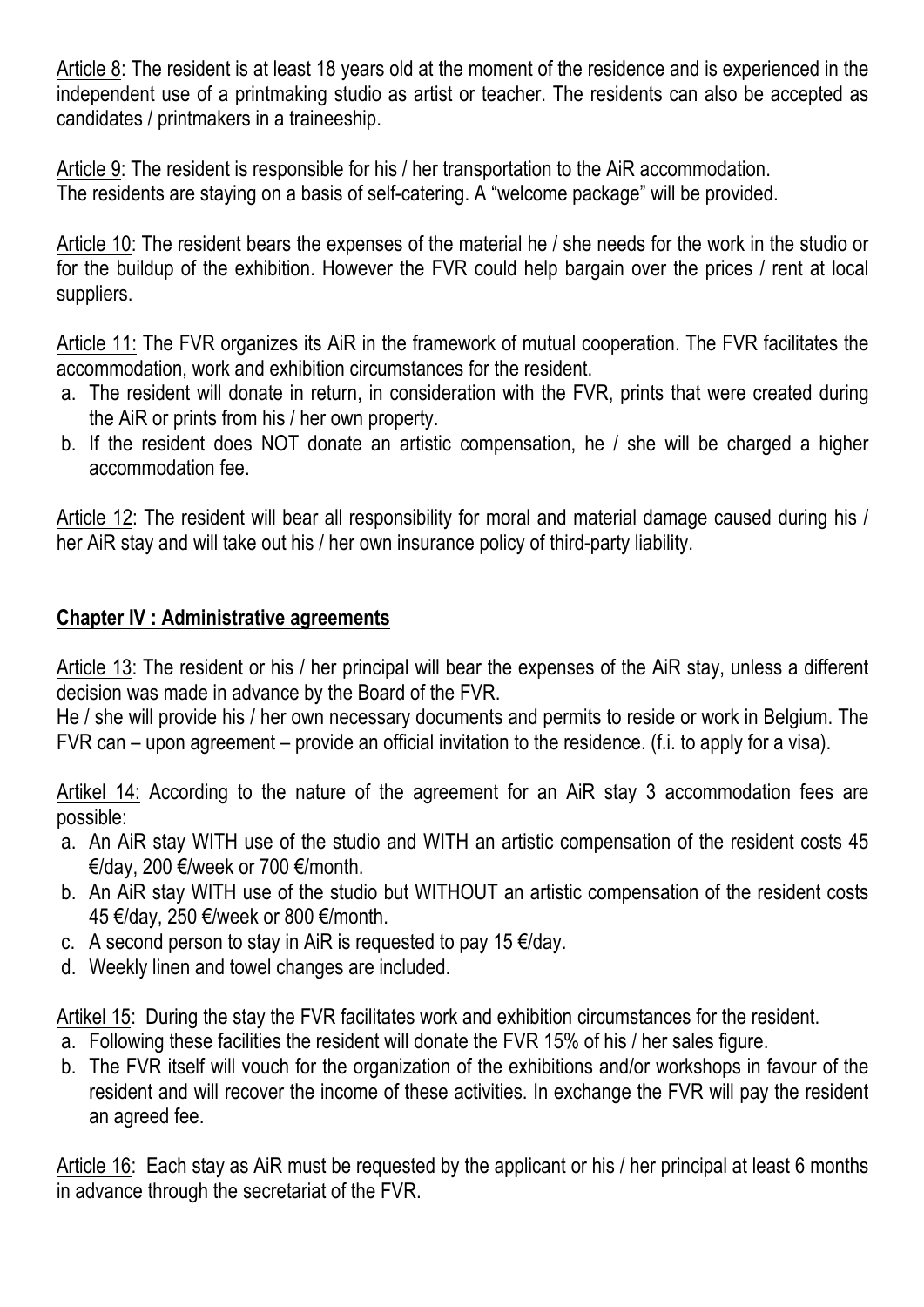Article 8: The resident is at least 18 years old at the moment of the residence and is experienced in the independent use of a printmaking studio as artist or teacher. The residents can also be accepted as candidates / printmakers in a traineeship.

Article 9: The resident is responsible for his / her transportation to the AiR accommodation.
The residents are staying on a basis of self-catering. A "welcome package" will be provided.

Article 10: The resident bears the expenses of the material he / she needs for the work in the studio or for the buildup of the exhibition. However the FVR could help bargain over the prices / rent at local suppliers.

Article 11: The FVR organizes its AiR in the framework of mutual cooperation. The FVR facilitates the accommodation, work and exhibition circumstances for the resident.

a. The resident will donate in return, in consideration with the FVR, prints that were created during the AiR or prints from his / her own property.
b. If the resident does NOT donate an artistic compensation, he / she will be charged a higher accommodation fee.

Article 12: The resident will bear all responsibility for moral and material damage caused during his / her AiR stay and will take out his / her own insurance policy of third-party liability.

## Chapter IV : Administrative agreements

Article 13: The resident or his / her principal will bear the expenses of the AiR stay, unless a different decision was made in advance by the Board of the FVR.
He / she will provide his / her own necessary documents and permits to reside or work in Belgium. The FVR can – upon agreement – provide an official invitation to the residence. (f.i. to apply for a visa).

Artikel 14: According to the nature of the agreement for an AiR stay 3 accommodation fees are possible:

a. An AiR stay WITH use of the studio and WITH an artistic compensation of the resident costs 45 €/day, 200 €/week or 700 €/month.
b. An AiR stay WITH use of the studio but WITHOUT an artistic compensation of the resident costs 45 €/day, 250 €/week or 800 €/month.
c. A second person to stay in AiR is requested to pay 15 €/day.
d. Weekly linen and towel changes are included.

Artikel 15: During the stay the FVR facilitates work and exhibition circumstances for the resident.

a. Following these facilities the resident will donate the FVR 15% of his / her sales figure.
b. The FVR itself will vouch for the organization of the exhibitions and/or workshops in favour of the resident and will recover the income of these activities. In exchange the FVR will pay the resident an agreed fee.

Article 16: Each stay as AiR must be requested by the applicant or his / her principal at least 6 months in advance through the secretariat of the FVR.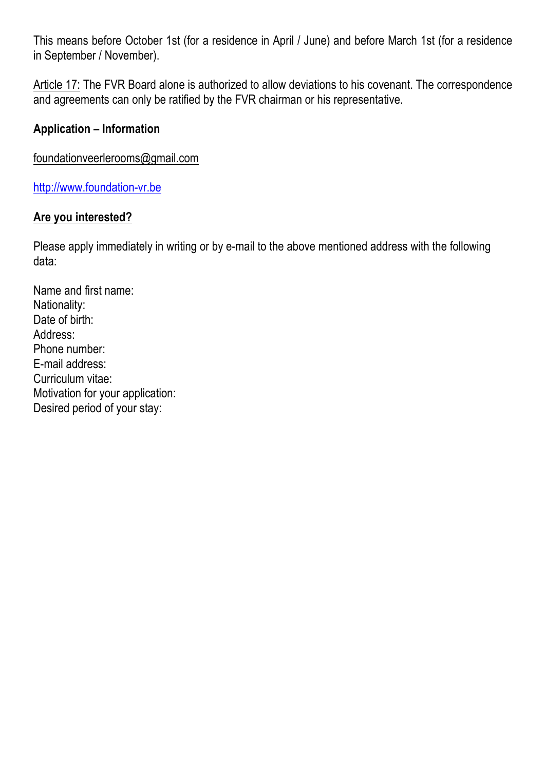This means before October 1st (for a residence in April / June) and before March 1st (for a residence in September / November).

Article 17: The FVR Board alone is authorized to allow deviations to his covenant. The correspondence and agreements can only be ratified by the FVR chairman or his representative.

**Application – Information**

foundationveerlerooms@gmail.com

http://www.foundation-vr.be

**Are you interested?**

Please apply immediately in writing or by e-mail to the above mentioned address with the following data:

Name and first name:
Nationality:
Date of birth:
Address:
Phone number:
E-mail address:
Curriculum vitae:
Motivation for your application:
Desired period of your stay: